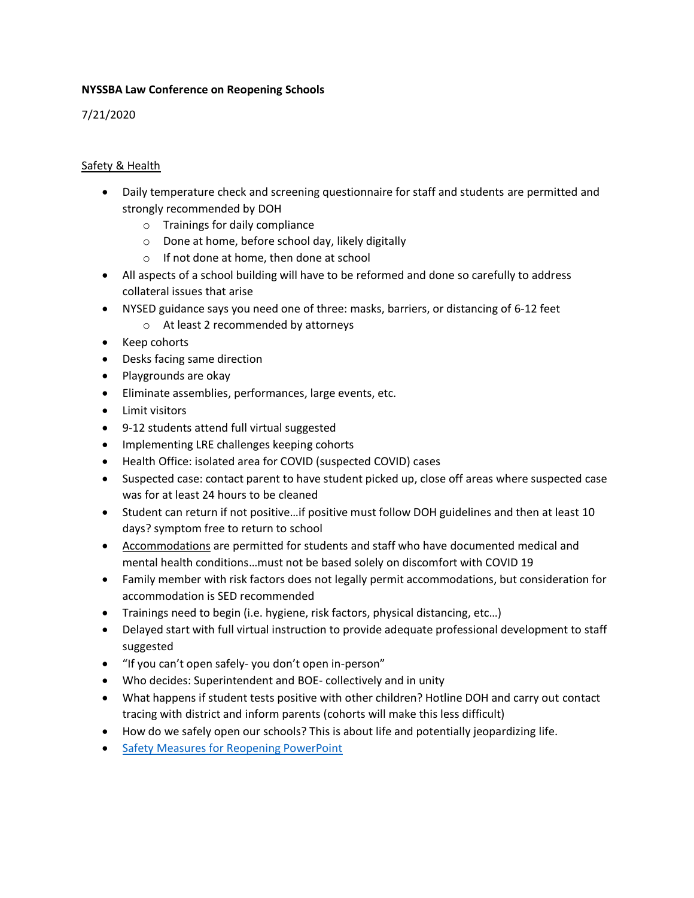**NYSSBA Law Conference on Reopening Schools**

7/21/2020

<u>Safety & Health</u>

- Daily temperature check and screening questionnaire for staff and students are permitted and strongly recommended by DOH
  - Trainings for daily compliance
  - Done at home, before school day, likely digitally
  - If not done at home, then done at school
- All aspects of a school building will have to be reformed and done so carefully to address collateral issues that arise
- NYSED guidance says you need one of three: masks, barriers, or distancing of 6-12 feet
  - At least 2 recommended by attorneys
- Keep cohorts
- Desks facing same direction
- Playgrounds are okay
- Eliminate assemblies, performances, large events, etc.
- Limit visitors
- 9-12 students attend full virtual suggested
- Implementing LRE challenges keeping cohorts
- Health Office: isolated area for COVID (suspected COVID) cases
- Suspected case: contact parent to have student picked up, close off areas where suspected case was for at least 24 hours to be cleaned
- Student can return if not positive…if positive must follow DOH guidelines and then at least 10 days? symptom free to return to school
- <u>Accommodations</u> are permitted for students and staff who have documented medical and mental health conditions…must not be based solely on discomfort with COVID 19
- Family member with risk factors does not legally permit accommodations, but consideration for accommodation is SED recommended
- Trainings need to begin (i.e. hygiene, risk factors, physical distancing, etc…)
- Delayed start with full virtual instruction to provide adequate professional development to staff suggested
- "If you can't open safely- you don't open in-person"
- Who decides: Superintendent and BOE- collectively and in unity
- What happens if student tests positive with other children? Hotline DOH and carry out contact tracing with district and inform parents (cohorts will make this less difficult)
- How do we safely open our schools? This is about life and potentially jeopardizing life.
- Safety Measures for Reopening PowerPoint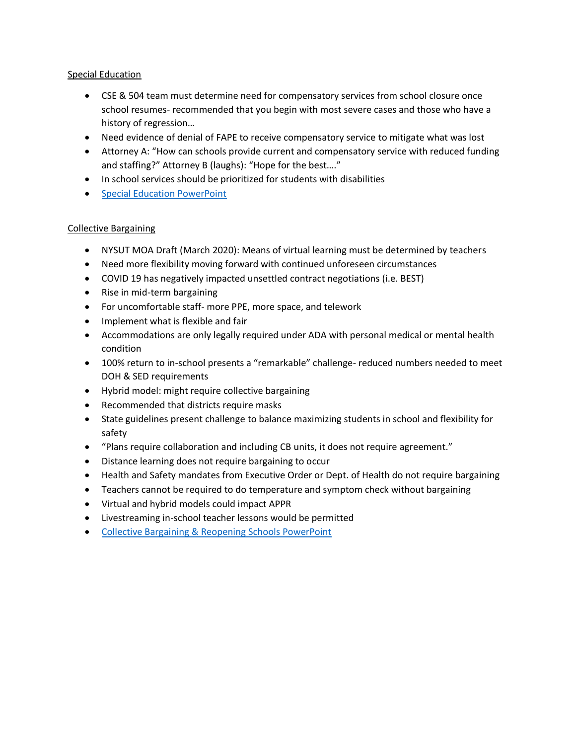Special Education

- CSE & 504 team must determine need for compensatory services from school closure once school resumes- recommended that you begin with most severe cases and those who have a history of regression…
- Need evidence of denial of FAPE to receive compensatory service to mitigate what was lost
- Attorney A: "How can schools provide current and compensatory service with reduced funding and staffing?" Attorney B (laughs): "Hope for the best…."
- In school services should be prioritized for students with disabilities
- [Special Education PowerPoint]()

Collective Bargaining

- NYSUT MOA Draft (March 2020): Means of virtual learning must be determined by teachers
- Need more flexibility moving forward with continued unforeseen circumstances
- COVID 19 has negatively impacted unsettled contract negotiations (i.e. BEST)
- Rise in mid-term bargaining
- For uncomfortable staff- more PPE, more space, and telework
- Implement what is flexible and fair
- Accommodations are only legally required under ADA with personal medical or mental health condition
- 100% return to in-school presents a "remarkable" challenge- reduced numbers needed to meet DOH & SED requirements
- Hybrid model: might require collective bargaining
- Recommended that districts require masks
- State guidelines present challenge to balance maximizing students in school and flexibility for safety
- "Plans require collaboration and including CB units, it does not require agreement."
- Distance learning does not require bargaining to occur
- Health and Safety mandates from Executive Order or Dept. of Health do not require bargaining
- Teachers cannot be required to do temperature and symptom check without bargaining
- Virtual and hybrid models could impact APPR
- Livestreaming in-school teacher lessons would be permitted
- [Collective Bargaining & Reopening Schools PowerPoint]()